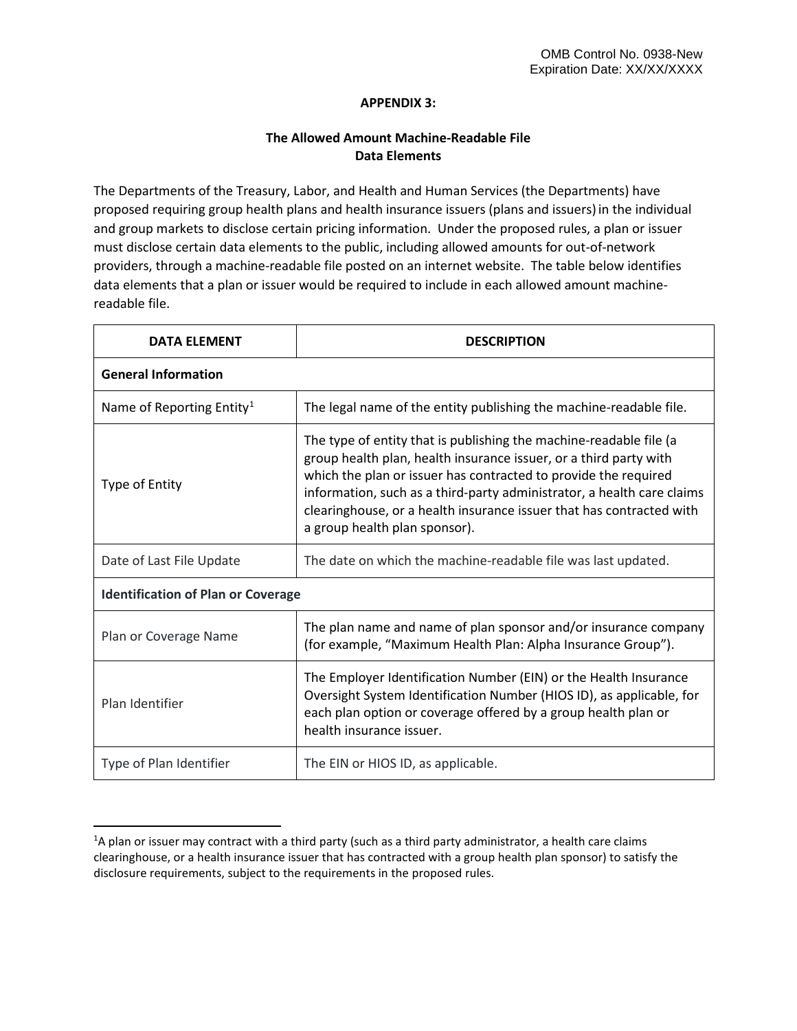OMB Control No. 0938-New
Expiration Date: XX/XX/XXXX

**APPENDIX 3:**

**The Allowed Amount Machine-Readable File Data Elements**

The Departments of the Treasury, Labor, and Health and Human Services (the Departments) have proposed requiring group health plans and health insurance issuers (plans and issuers) in the individual and group markets to disclose certain pricing information. Under the proposed rules, a plan or issuer must disclose certain data elements to the public, including allowed amounts for out-of-network providers, through a machine-readable file posted on an internet website. The table below identifies data elements that a plan or issuer would be required to include in each allowed amount machine-readable file.

| DATA ELEMENT | DESCRIPTION |
|---|---|
| **General Information** | |
| Name of Reporting Entity[1] | The legal name of the entity publishing the machine-readable file. |
| Type of Entity | The type of entity that is publishing the machine-readable file (a group health plan, health insurance issuer, or a third party with which the plan or issuer has contracted to provide the required information, such as a third-party administrator, a health care claims clearinghouse, or a health insurance issuer that has contracted with a group health plan sponsor). |
| Date of Last File Update | The date on which the machine-readable file was last updated. |
| **Identification of Plan or Coverage** | |
| Plan or Coverage Name | The plan name and name of plan sponsor and/or insurance company (for example, "Maximum Health Plan: Alpha Insurance Group"). |
| Plan Identifier | The Employer Identification Number (EIN) or the Health Insurance Oversight System Identification Number (HIOS ID), as applicable, for each plan option or coverage offered by a group health plan or health insurance issuer. |
| Type of Plan Identifier | The EIN or HIOS ID, as applicable. |

[1]A plan or issuer may contract with a third party (such as a third party administrator, a health care claims clearinghouse, or a health insurance issuer that has contracted with a group health plan sponsor) to satisfy the disclosure requirements, subject to the requirements in the proposed rules.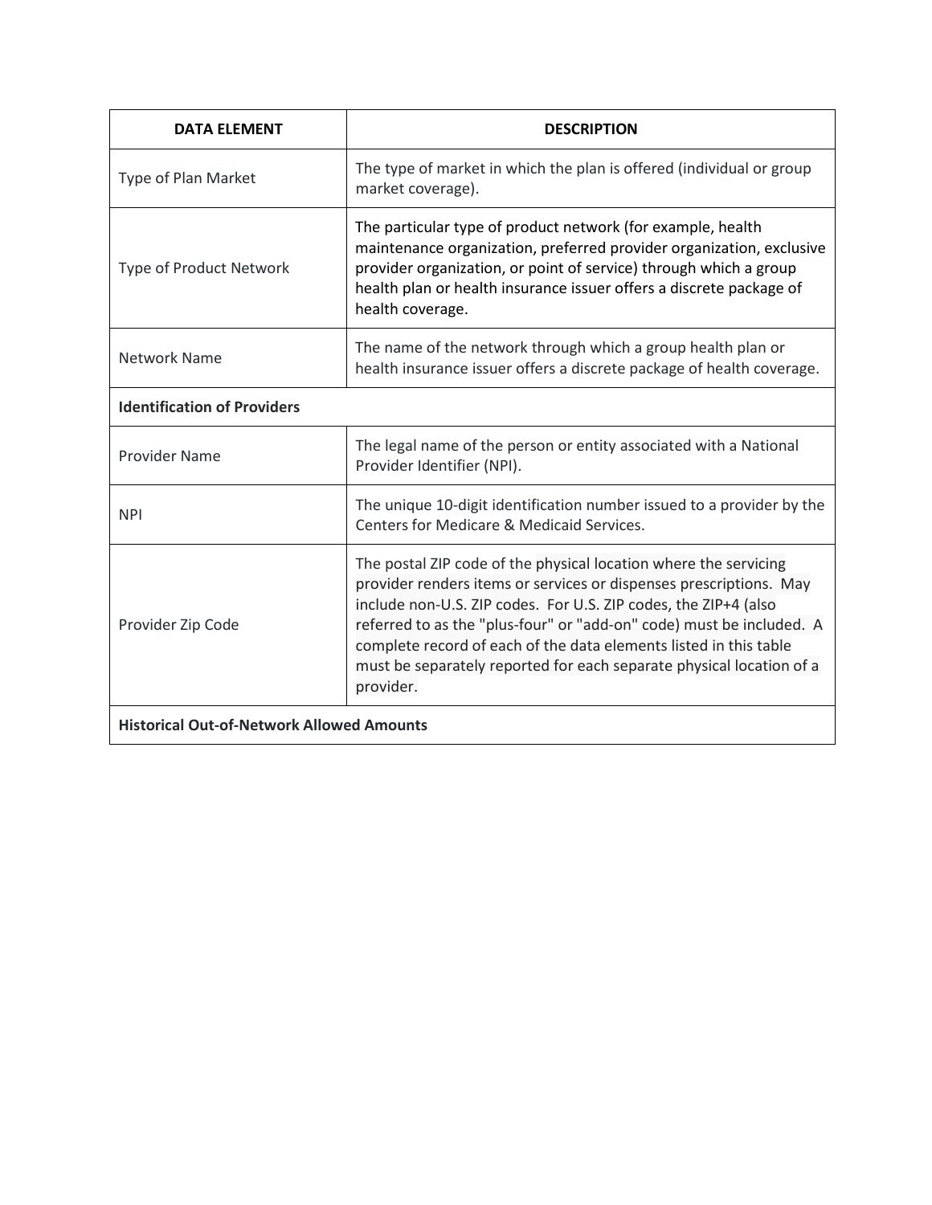| DATA ELEMENT | DESCRIPTION |
|---|---|
| Type of Plan Market | The type of market in which the plan is offered (individual or group market coverage). |
| Type of Product Network | The particular type of product network (for example, health maintenance organization, preferred provider organization, exclusive provider organization, or point of service) through which a group health plan or health insurance issuer offers a discrete package of health coverage. |
| Network Name | The name of the network through which a group health plan or health insurance issuer offers a discrete package of health coverage. |
| **Identification of Providers** | |
| Provider Name | The legal name of the person or entity associated with a National Provider Identifier (NPI). |
| NPI | The unique 10-digit identification number issued to a provider by the Centers for Medicare & Medicaid Services. |
| Provider Zip Code | The postal ZIP code of the physical location where the servicing provider renders items or services or dispenses prescriptions. May include non-U.S. ZIP codes. For U.S. ZIP codes, the ZIP+4 (also referred to as the "plus-four" or "add-on" code) must be included. A complete record of each of the data elements listed in this table must be separately reported for each separate physical location of a provider. |
| **Historical Out-of-Network Allowed Amounts** | |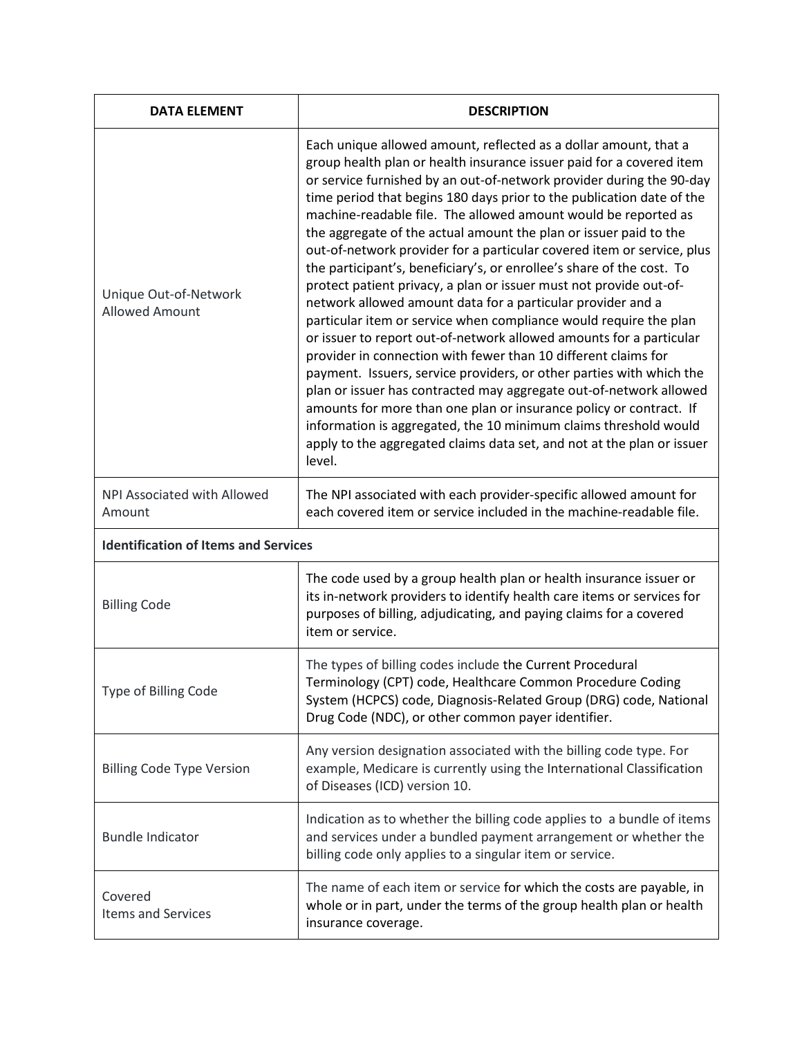| DATA ELEMENT | DESCRIPTION |
| --- | --- |
| Unique Out-of-Network Allowed Amount | Each unique allowed amount, reflected as a dollar amount, that a group health plan or health insurance issuer paid for a covered item or service furnished by an out-of-network provider during the 90-day time period that begins 180 days prior to the publication date of the machine-readable file. The allowed amount would be reported as the aggregate of the actual amount the plan or issuer paid to the out-of-network provider for a particular covered item or service, plus the participant's, beneficiary's, or enrollee's share of the cost. To protect patient privacy, a plan or issuer must not provide out-of-network allowed amount data for a particular provider and a particular item or service when compliance would require the plan or issuer to report out-of-network allowed amounts for a particular provider in connection with fewer than 10 different claims for payment. Issuers, service providers, or other parties with which the plan or issuer has contracted may aggregate out-of-network allowed amounts for more than one plan or insurance policy or contract. If information is aggregated, the 10 minimum claims threshold would apply to the aggregated claims data set, and not at the plan or issuer level. |
| NPI Associated with Allowed Amount | The NPI associated with each provider-specific allowed amount for each covered item or service included in the machine-readable file. |
| **Identification of Items and Services** | |
| Billing Code | The code used by a group health plan or health insurance issuer or its in-network providers to identify health care items or services for purposes of billing, adjudicating, and paying claims for a covered item or service. |
| Type of Billing Code | The types of billing codes include the Current Procedural Terminology (CPT) code, Healthcare Common Procedure Coding System (HCPCS) code, Diagnosis-Related Group (DRG) code, National Drug Code (NDC), or other common payer identifier. |
| Billing Code Type Version | Any version designation associated with the billing code type. For example, Medicare is currently using the International Classification of Diseases (ICD) version 10. |
| Bundle Indicator | Indication as to whether the billing code applies to a bundle of items and services under a bundled payment arrangement or whether the billing code only applies to a singular item or service. |
| Covered Items and Services | The name of each item or service for which the costs are payable, in whole or in part, under the terms of the group health plan or health insurance coverage. |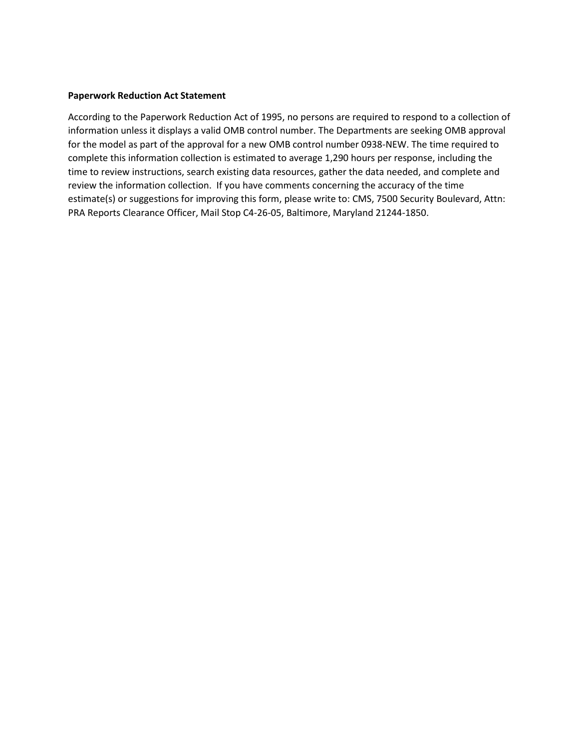**Paperwork Reduction Act Statement**

According to the Paperwork Reduction Act of 1995, no persons are required to respond to a collection of information unless it displays a valid OMB control number. The Departments are seeking OMB approval for the model as part of the approval for a new OMB control number 0938-NEW. The time required to complete this information collection is estimated to average 1,290 hours per response, including the time to review instructions, search existing data resources, gather the data needed, and complete and review the information collection. If you have comments concerning the accuracy of the time estimate(s) or suggestions for improving this form, please write to: CMS, 7500 Security Boulevard, Attn: PRA Reports Clearance Officer, Mail Stop C4-26-05, Baltimore, Maryland 21244-1850.